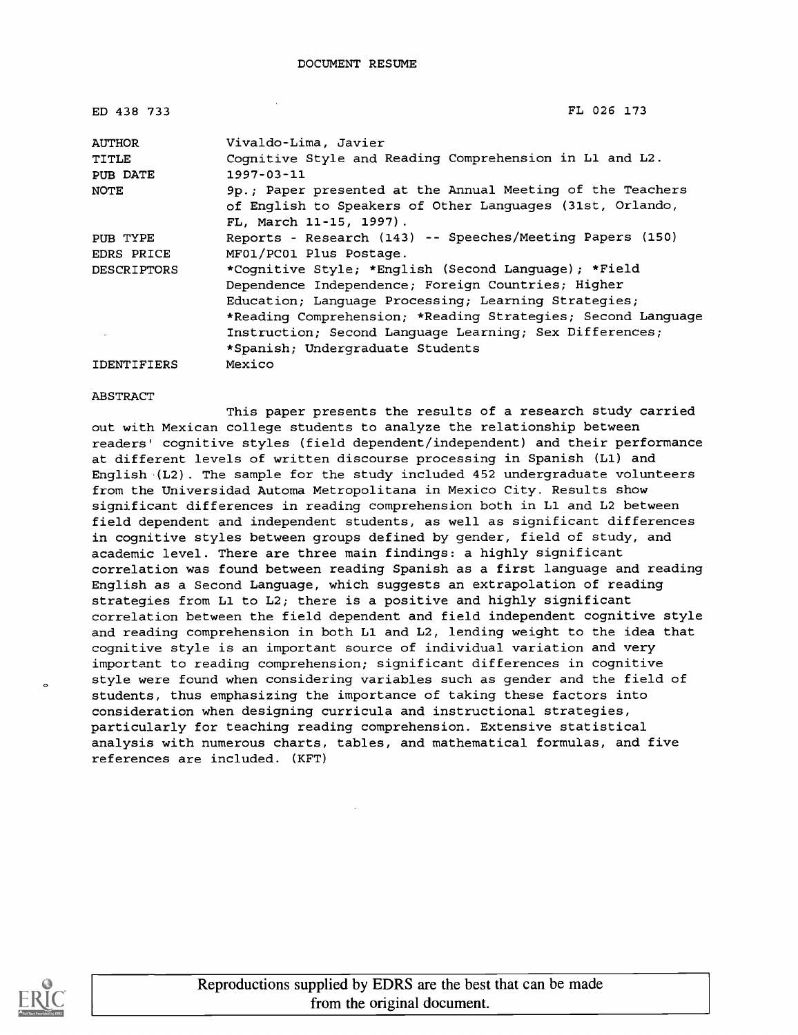DOCUMENT RESUME

| | |
|---|---|
| ED 438 733 | FL 026 173 |
| AUTHOR | Vivaldo-Lima, Javier |
| TITLE | Cognitive Style and Reading Comprehension in L1 and L2. |
| PUB DATE | 1997-03-11 |
| NOTE | 9p.; Paper presented at the Annual Meeting of the Teachers of English to Speakers of Other Languages (31st, Orlando, FL, March 11-15, 1997). |
| PUB TYPE | Reports - Research (143) -- Speeches/Meeting Papers (150) |
| EDRS PRICE | MF01/PC01 Plus Postage. |
| DESCRIPTORS | *Cognitive Style; *English (Second Language); *Field Dependence Independence; Foreign Countries; Higher Education; Language Processing; Learning Strategies; *Reading Comprehension; *Reading Strategies; Second Language Instruction; Second Language Learning; Sex Differences; *Spanish; Undergraduate Students |
| IDENTIFIERS | Mexico |

ABSTRACT

This paper presents the results of a research study carried out with Mexican college students to analyze the relationship between readers' cognitive styles (field dependent/independent) and their performance at different levels of written discourse processing in Spanish (L1) and English (L2). The sample for the study included 452 undergraduate volunteers from the Universidad Automa Metropolitana in Mexico City. Results show significant differences in reading comprehension both in L1 and L2 between field dependent and independent students, as well as significant differences in cognitive styles between groups defined by gender, field of study, and academic level. There are three main findings: a highly significant correlation was found between reading Spanish as a first language and reading English as a Second Language, which suggests an extrapolation of reading strategies from L1 to L2; there is a positive and highly significant correlation between the field dependent and field independent cognitive style and reading comprehension in both L1 and L2, lending weight to the idea that cognitive style is an important source of individual variation and very important to reading comprehension; significant differences in cognitive style were found when considering variables such as gender and the field of students, thus emphasizing the importance of taking these factors into consideration when designing curricula and instructional strategies, particularly for teaching reading comprehension. Extensive statistical analysis with numerous charts, tables, and mathematical formulas, and five references are included. (KFT)

Reproductions supplied by EDRS are the best that can be made from the original document.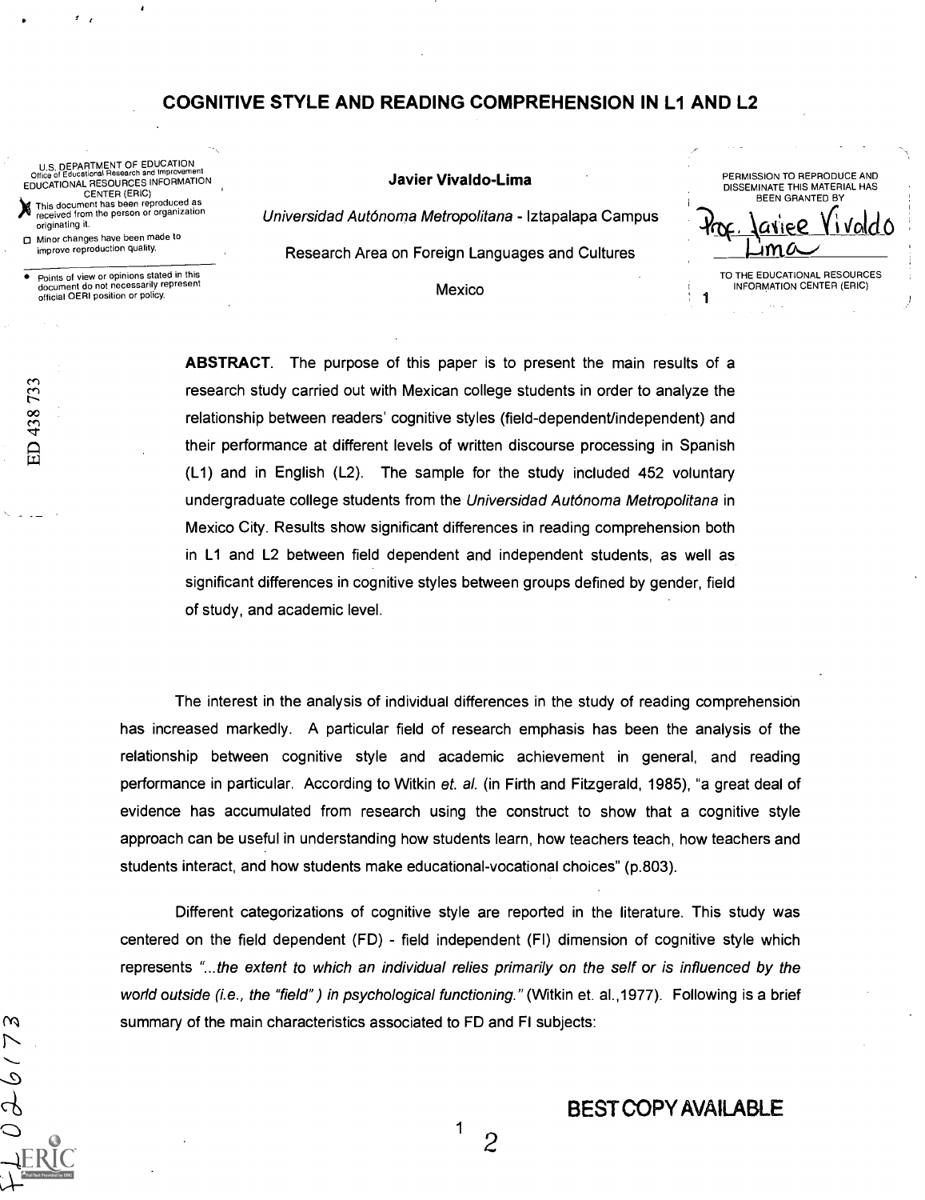# COGNITIVE STYLE AND READING COMPREHENSION IN L1 AND L2

U.S. DEPARTMENT OF EDUCATION
Office of Educational Research and Improvement
EDUCATIONAL RESOURCES INFORMATION CENTER (ERIC)
This document has been reproduced as received from the person or organization originating it.
Minor changes have been made to improve reproduction quality.
Points of view or opinions stated in this document do not necessarily represent official OERI position or policy.

**Javier Vivaldo-Lima**

*Universidad Autónoma Metropolitana* - Iztapalapa Campus

Research Area on Foreign Languages and Cultures

Mexico

PERMISSION TO REPRODUCE AND DISSEMINATE THIS MATERIAL HAS BEEN GRANTED BY
Prof. Javier Vivaldo Lima
TO THE EDUCATIONAL RESOURCES INFORMATION CENTER (ERIC)

ED 438 733

**ABSTRACT**. The purpose of this paper is to present the main results of a research study carried out with Mexican college students in order to analyze the relationship between readers' cognitive styles (field-dependent/independent) and their performance at different levels of written discourse processing in Spanish (L1) and in English (L2). The sample for the study included 452 voluntary undergraduate college students from the *Universidad Autónoma Metropolitana* in Mexico City. Results show significant differences in reading comprehension both in L1 and L2 between field dependent and independent students, as well as significant differences in cognitive styles between groups defined by gender, field of study, and academic level.

The interest in the analysis of individual differences in the study of reading comprehension has increased markedly. A particular field of research emphasis has been the analysis of the relationship between cognitive style and academic achievement in general, and reading performance in particular. According to Witkin *et. al.* (in Firth and Fitzgerald, 1985), "a great deal of evidence has accumulated from research using the construct to show that a cognitive style approach can be useful in understanding how students learn, how teachers teach, how teachers and students interact, and how students make educational-vocational choices" (p.803).

Different categorizations of cognitive style are reported in the literature. This study was centered on the field dependent (FD) - field independent (FI) dimension of cognitive style which represents *"...the extent to which an individual relies primarily on the self or is influenced by the world outside (i.e., the "field") in psychological functioning."* (Witkin et. al.,1977). Following is a brief summary of the main characteristics associated to FD and FI subjects:

FL 026173

BEST COPY AVAILABLE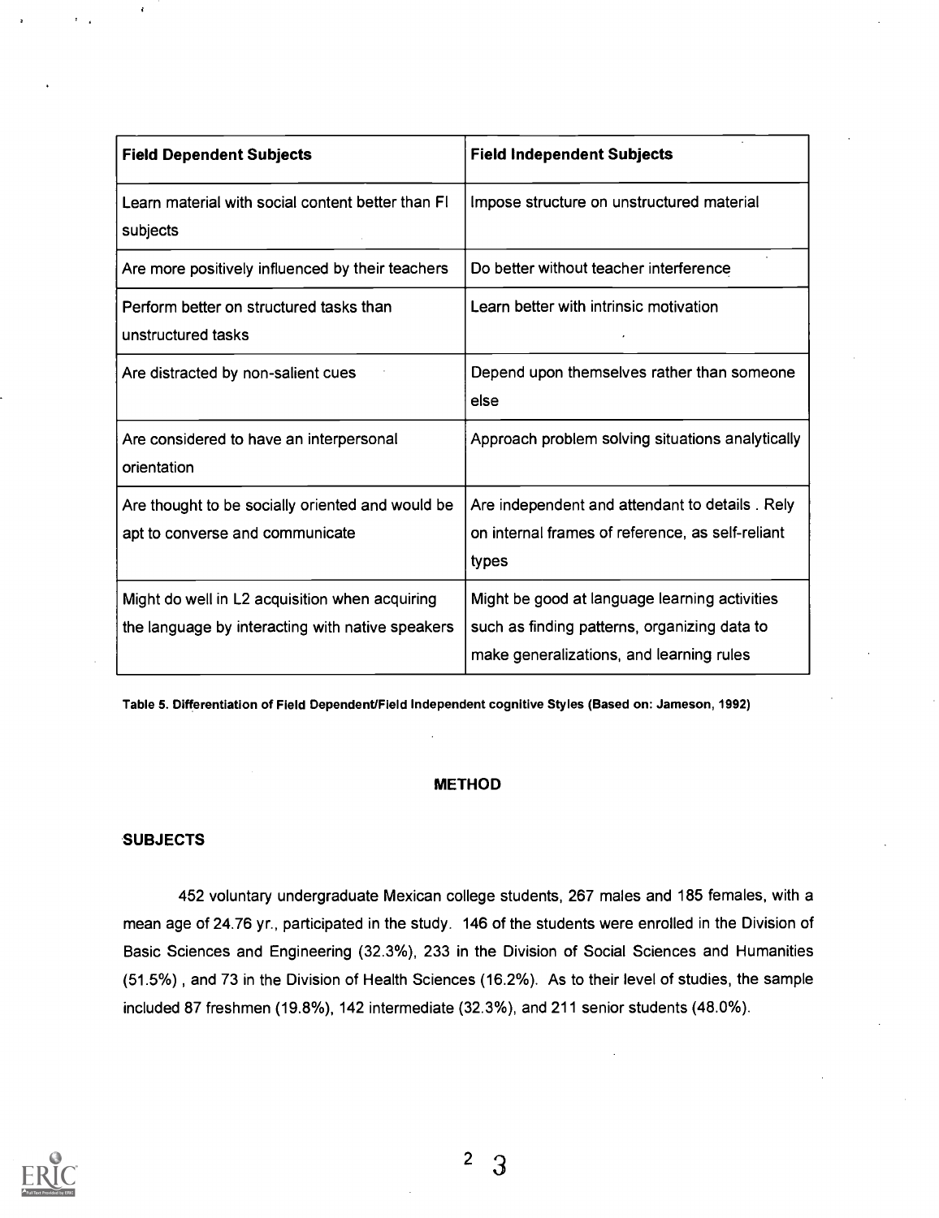| **Field Dependent Subjects** | **Field Independent Subjects** |
|---|---|
| Learn material with social content better than FI subjects | Impose structure on unstructured material |
| Are more positively influenced by their teachers | Do better without teacher interference |
| Perform better on structured tasks than unstructured tasks | Learn better with intrinsic motivation |
| Are distracted by non-salient cues | Depend upon themselves rather than someone else |
| Are considered to have an interpersonal orientation | Approach problem solving situations analytically |
| Are thought to be socially oriented and would be apt to converse and communicate | Are independent and attendant to details . Rely on internal frames of reference, as self-reliant types |
| Might do well in L2 acquisition when acquiring the language by interacting with native speakers | Might be good at language learning activities such as finding patterns, organizing data to make generalizations, and learning rules |

**Table 5. Differentiation of Field Dependent/Field Independent cognitive Styles (Based on: Jameson, 1992)**

## METHOD

### SUBJECTS

452 voluntary undergraduate Mexican college students, 267 males and 185 females, with a mean age of 24.76 yr., participated in the study. 146 of the students were enrolled in the Division of Basic Sciences and Engineering (32.3%), 233 in the Division of Social Sciences and Humanities (51.5%) , and 73 in the Division of Health Sciences (16.2%). As to their level of studies, the sample included 87 freshmen (19.8%), 142 intermediate (32.3%), and 211 senior students (48.0%).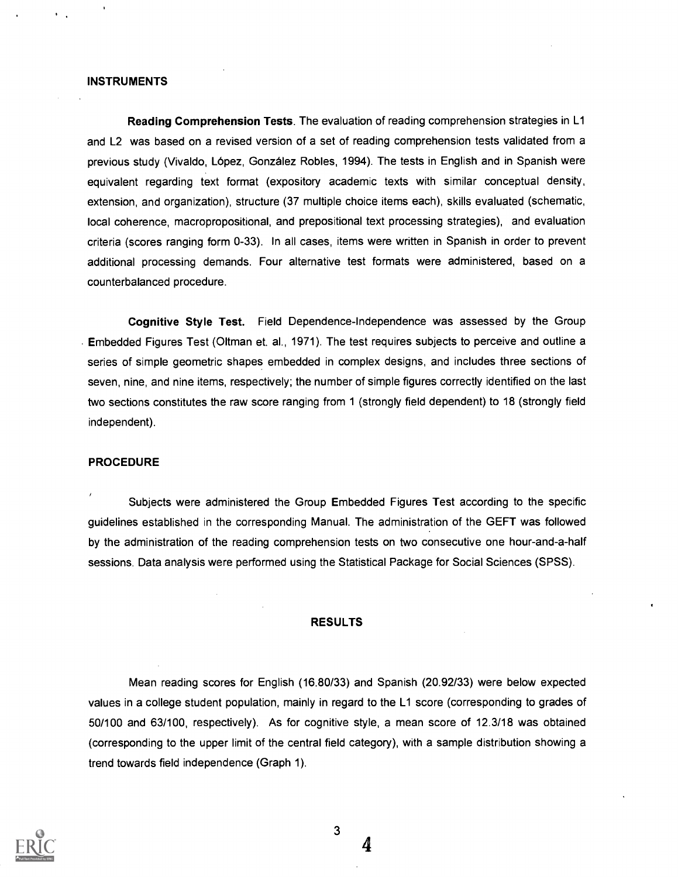## INSTRUMENTS

**Reading Comprehension Tests**. The evaluation of reading comprehension strategies in L1 and L2 was based on a revised version of a set of reading comprehension tests validated from a previous study (Vivaldo, López, González Robles, 1994). The tests in English and in Spanish were equivalent regarding text format (expository academic texts with similar conceptual density, extension, and organization), structure (37 multiple choice items each), skills evaluated (schematic, local coherence, macropropositional, and prepositional text processing strategies), and evaluation criteria (scores ranging form 0-33). In all cases, items were written in Spanish in order to prevent additional processing demands. Four alternative test formats were administered, based on a counterbalanced procedure.

**Cognitive Style Test.** Field Dependence-Independence was assessed by the Group Embedded Figures Test (Oltman et. al., 1971). The test requires subjects to perceive and outline a series of simple geometric shapes embedded in complex designs, and includes three sections of seven, nine, and nine items, respectively; the number of simple figures correctly identified on the last two sections constitutes the raw score ranging from 1 (strongly field dependent) to 18 (strongly field independent).

## PROCEDURE

Subjects were administered the Group Embedded Figures Test according to the specific guidelines established in the corresponding Manual. The administration of the GEFT was followed by the administration of the reading comprehension tests on two consecutive one hour-and-a-half sessions. Data analysis were performed using the Statistical Package for Social Sciences (SPSS).

## RESULTS

Mean reading scores for English (16.80/33) and Spanish (20.92/33) were below expected values in a college student population, mainly in regard to the L1 score (corresponding to grades of 50/100 and 63/100, respectively). As for cognitive style, a mean score of 12.3/18 was obtained (corresponding to the upper limit of the central field category), with a sample distribution showing a trend towards field independence (Graph 1).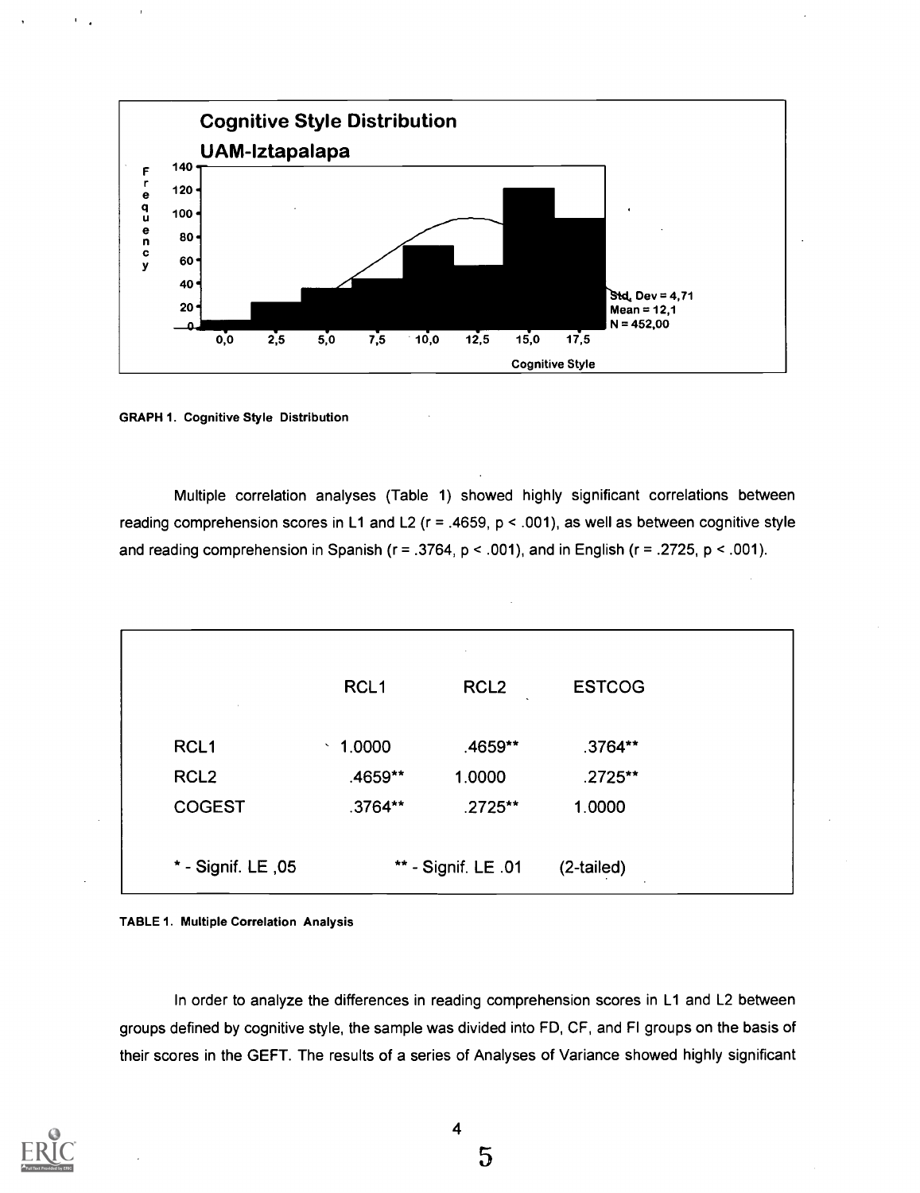GRAPH 1. Cognitive Style Distribution

Multiple correlation analyses (Table 1) showed highly significant correlations between reading comprehension scores in L1 and L2 ($r = .4659$, $p < .001$), as well as between cognitive style and reading comprehension in Spanish ($r = .3764$, $p < .001$), and in English ($r = .2725$, $p < .001$).

| | RCL1 | RCL2 | ESTCOG |
|---|---|---|---|
| RCL1 | 1.0000 | .4659** | .3764** |
| RCL2 | .4659** | 1.0000 | .2725** |
| COGEST | .3764** | .2725** | 1.0000 |
| * - Signif. LE ,05 | | ** - Signif. LE .01 | (2-tailed) |

TABLE 1. Multiple Correlation Analysis

In order to analyze the differences in reading comprehension scores in L1 and L2 between groups defined by cognitive style, the sample was divided into FD, CF, and FI groups on the basis of their scores in the GEFT. The results of a series of Analyses of Variance showed highly significant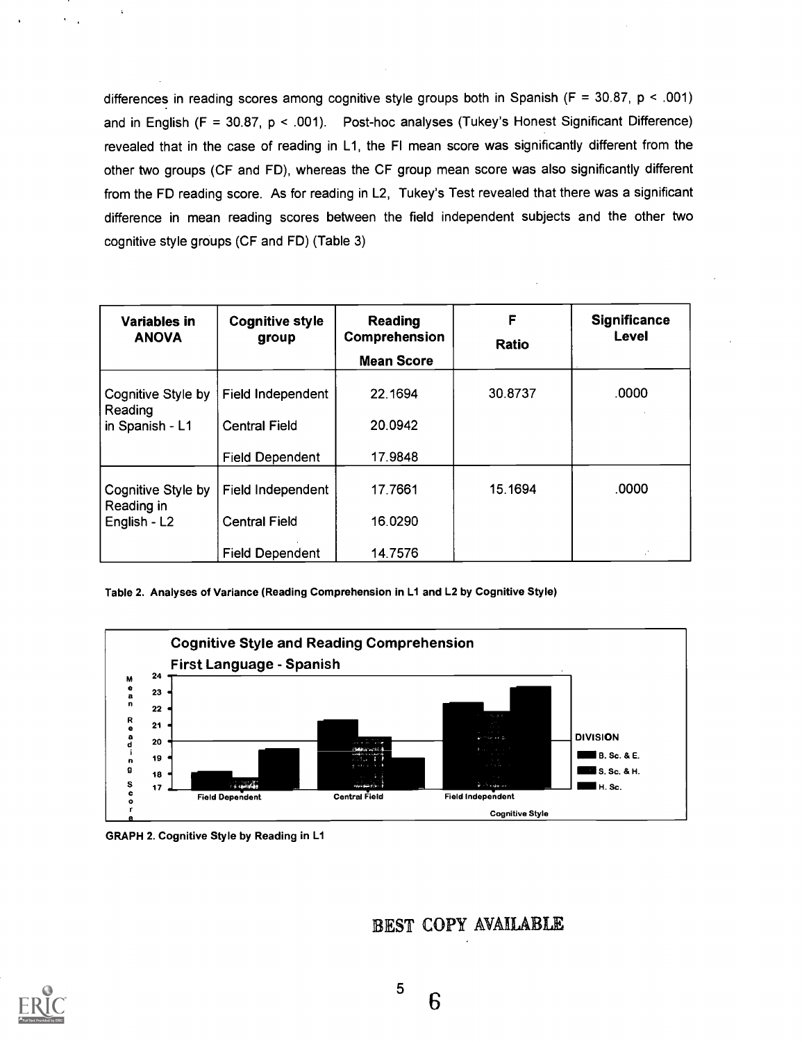differences in reading scores among cognitive style groups both in Spanish ($F = 30.87$, $p < .001$) and in English ($F = 30.87$, $p < .001$). Post-hoc analyses (Tukey's Honest Significant Difference) revealed that in the case of reading in L1, the FI mean score was significantly different from the other two groups (CF and FD), whereas the CF group mean score was also significantly different from the FD reading score. As for reading in L2, Tukey's Test revealed that there was a significant difference in mean reading scores between the field independent subjects and the other two cognitive style groups (CF and FD) (Table 3)

| Variables in ANOVA | Cognitive style group | Reading Comprehension Mean Score | F Ratio | Significance Level |
|---|---|---|---|---|
| Cognitive Style by Reading in Spanish - L1 | Field Independent | 22.1694 | 30.8737 | .0000 |
| | Central Field | 20.0942 | | |
| | Field Dependent | 17.9848 | | |
| Cognitive Style by Reading in English - L2 | Field Independent | 17.7661 | 15.1694 | .0000 |
| | Central Field | 16.0290 | | |
| | Field Dependent | 14.7576 | | |

**Table 2. Analyses of Variance (Reading Comprehension in L1 and L2 by Cognitive Style)**

Cognitive Style and Reading Comprehension

First Language - Spanish

Mean Reading Score

24
23
22
21
20
19
18
17

Field Dependent
Central Field
Field Independent

Cognitive Style

DIVISION
B. Sc. & E.
S. Sc. & H.
H. Sc.

**GRAPH 2. Cognitive Style by Reading in L1**

BEST COPY AVAILABLE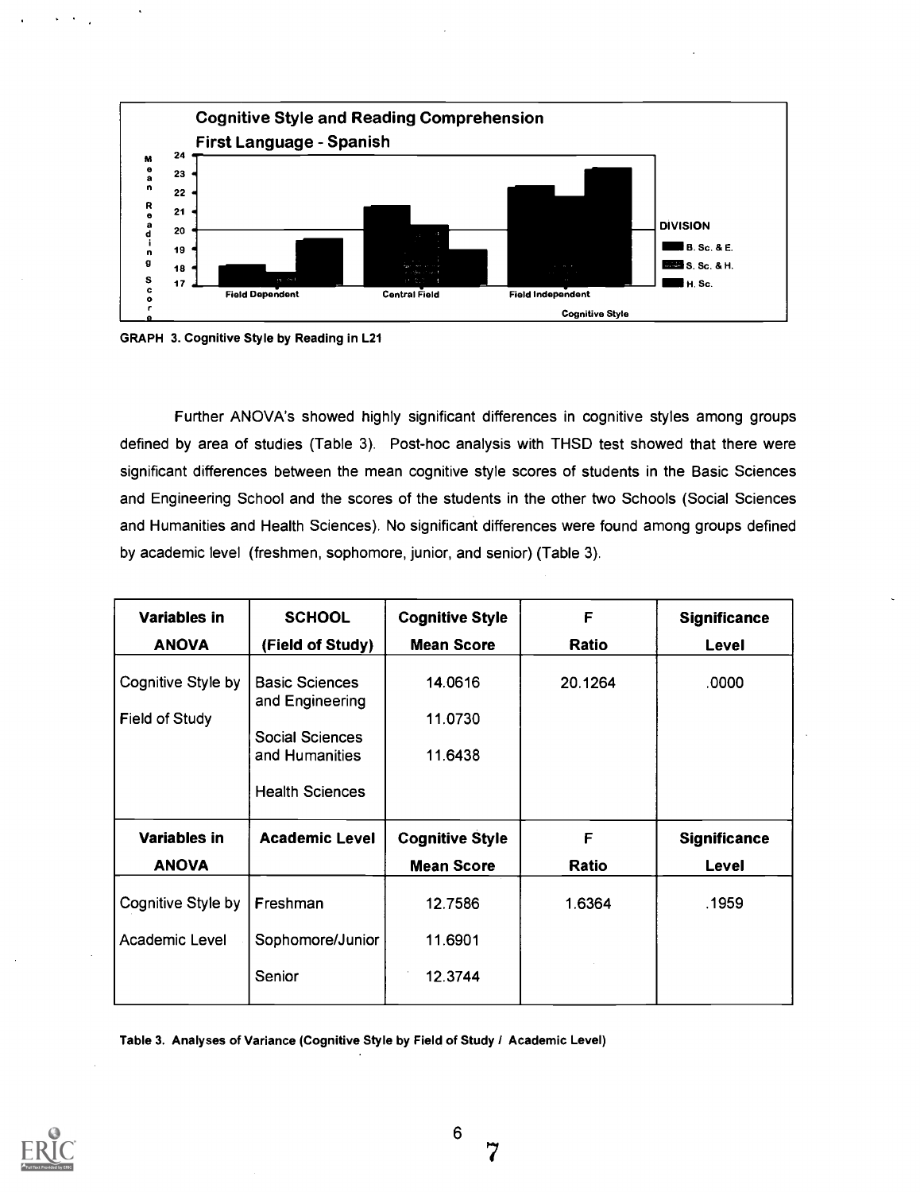Cognitive Style and Reading Comprehension

First Language - Spanish

Mean Reading Score

24
23
22
21
20
19
18
17

Field Dependent
Central Field
Field Independent

Cognitive Style

DIVISION
B. Sc. & E.
S. Sc. & H.
H. Sc.

GRAPH 3. Cognitive Style by Reading in L21

Further ANOVA's showed highly significant differences in cognitive styles among groups defined by area of studies (Table 3). Post-hoc analysis with THSD test showed that there were significant differences between the mean cognitive style scores of students in the Basic Sciences and Engineering School and the scores of the students in the other two Schools (Social Sciences and Humanities and Health Sciences). No significant differences were found among groups defined by academic level (freshmen, sophomore, junior, and senior) (Table 3).

| Variables in ANOVA | SCHOOL (Field of Study) | Cognitive Style Mean Score | F Ratio | Significance Level |
|---|---|---|---|---|
| Cognitive Style by Field of Study | Basic Sciences and Engineering | 14.0616 | 20.1264 | .0000 |
| | Social Sciences and Humanities | 11.0730 | | |
| | Health Sciences | 11.6438 | | |
| **Variables in ANOVA** | **Academic Level** | **Cognitive Style Mean Score** | **F Ratio** | **Significance Level** |
| Cognitive Style by Academic Level | Freshman | 12.7586 | 1.6364 | .1959 |
| | Sophomore/Junior | 11.6901 | | |
| | Senior | 12.3744 | | |

Table 3. Analyses of Variance (Cognitive Style by Field of Study / Academic Level)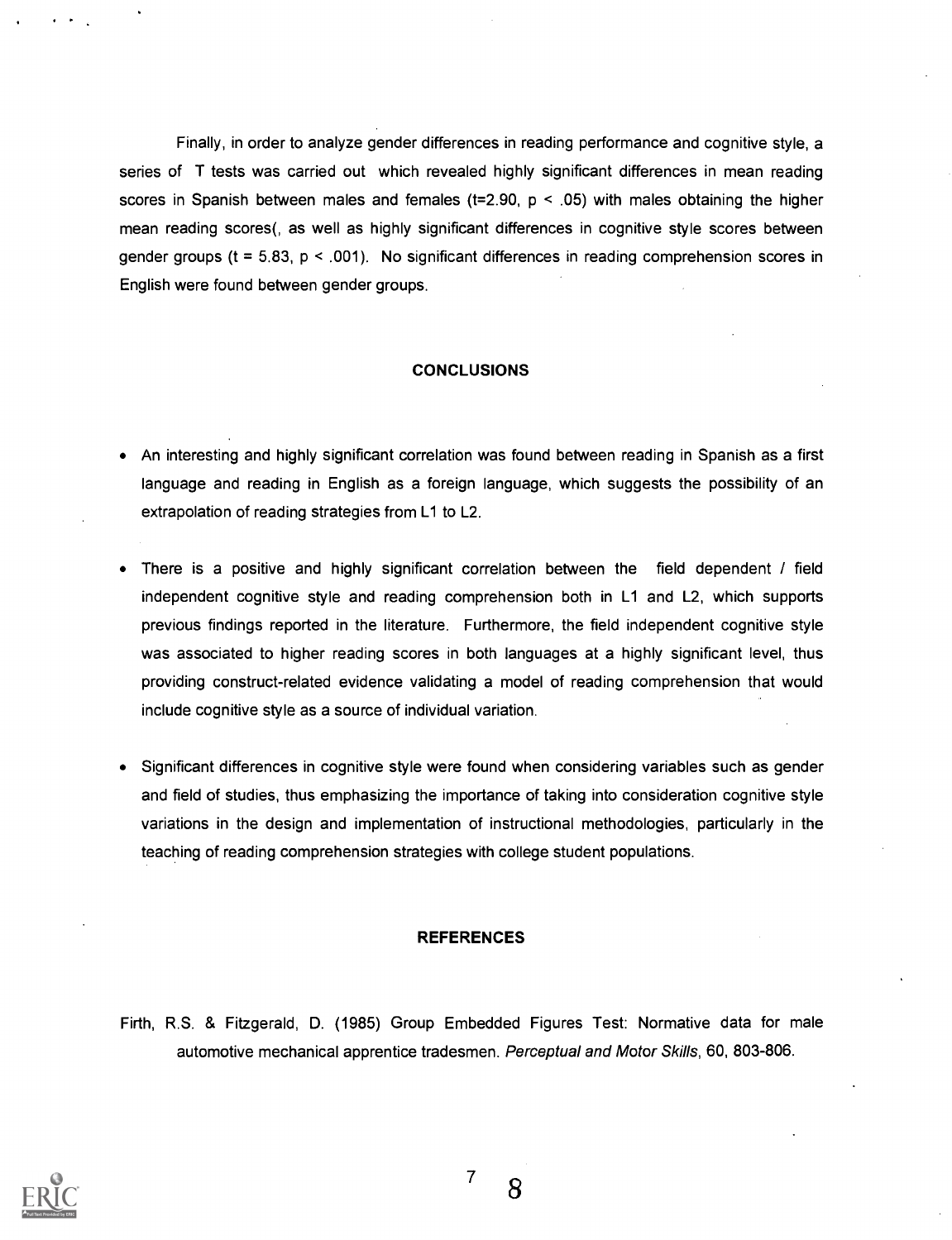Finally, in order to analyze gender differences in reading performance and cognitive style, a series of T tests was carried out which revealed highly significant differences in mean reading scores in Spanish between males and females ($t=2.90$, $p < .05$) with males obtaining the higher mean reading scores(, as well as highly significant differences in cognitive style scores between gender groups ($t = 5.83$, $p < .001$). No significant differences in reading comprehension scores in English were found between gender groups.

## CONCLUSIONS

- An interesting and highly significant correlation was found between reading in Spanish as a first language and reading in English as a foreign language, which suggests the possibility of an extrapolation of reading strategies from L1 to L2.

- There is a positive and highly significant correlation between the field dependent / field independent cognitive style and reading comprehension both in L1 and L2, which supports previous findings reported in the literature. Furthermore, the field independent cognitive style was associated to higher reading scores in both languages at a highly significant level, thus providing construct-related evidence validating a model of reading comprehension that would include cognitive style as a source of individual variation.

- Significant differences in cognitive style were found when considering variables such as gender and field of studies, thus emphasizing the importance of taking into consideration cognitive style variations in the design and implementation of instructional methodologies, particularly in the teaching of reading comprehension strategies with college student populations.

## REFERENCES

Firth, R.S. & Fitzgerald, D. (1985) Group Embedded Figures Test: Normative data for male automotive mechanical apprentice tradesmen. *Perceptual and Motor Skills*, 60, 803-806.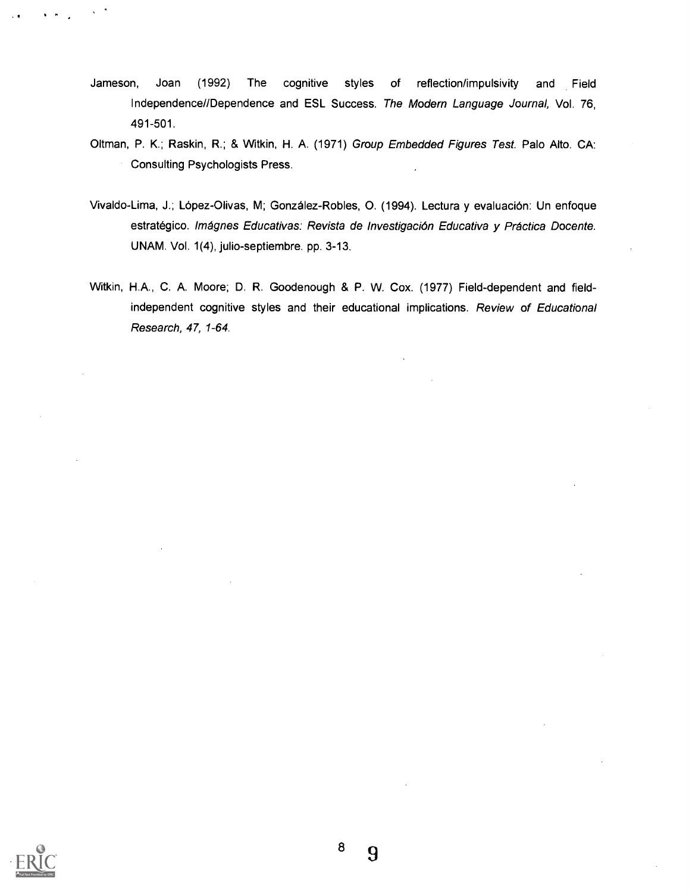Jameson, Joan (1992) The cognitive styles of reflection/impulsivity and Field Independence//Dependence and ESL Success. *The Modern Language Journal,* Vol. 76, 491-501.

Oltman, P. K.; Raskin, R.; & Witkin, H. A. (1971) *Group Embedded Figures Test.* Palo Alto. CA: Consulting Psychologists Press.

Vivaldo-Lima, J.; López-Olivas, M; González-Robles, O. (1994). Lectura y evaluación: Un enfoque estratégico. *Imágnes Educativas: Revista de Investigación Educativa y Práctica Docente.* UNAM. Vol. 1(4), julio-septiembre. pp. 3-13.

Witkin, H.A., C. A. Moore; D. R. Goodenough & P. W. Cox. (1977) Field-dependent and field-independent cognitive styles and their educational implications. *Review of Educational Research, 47, 1-64.*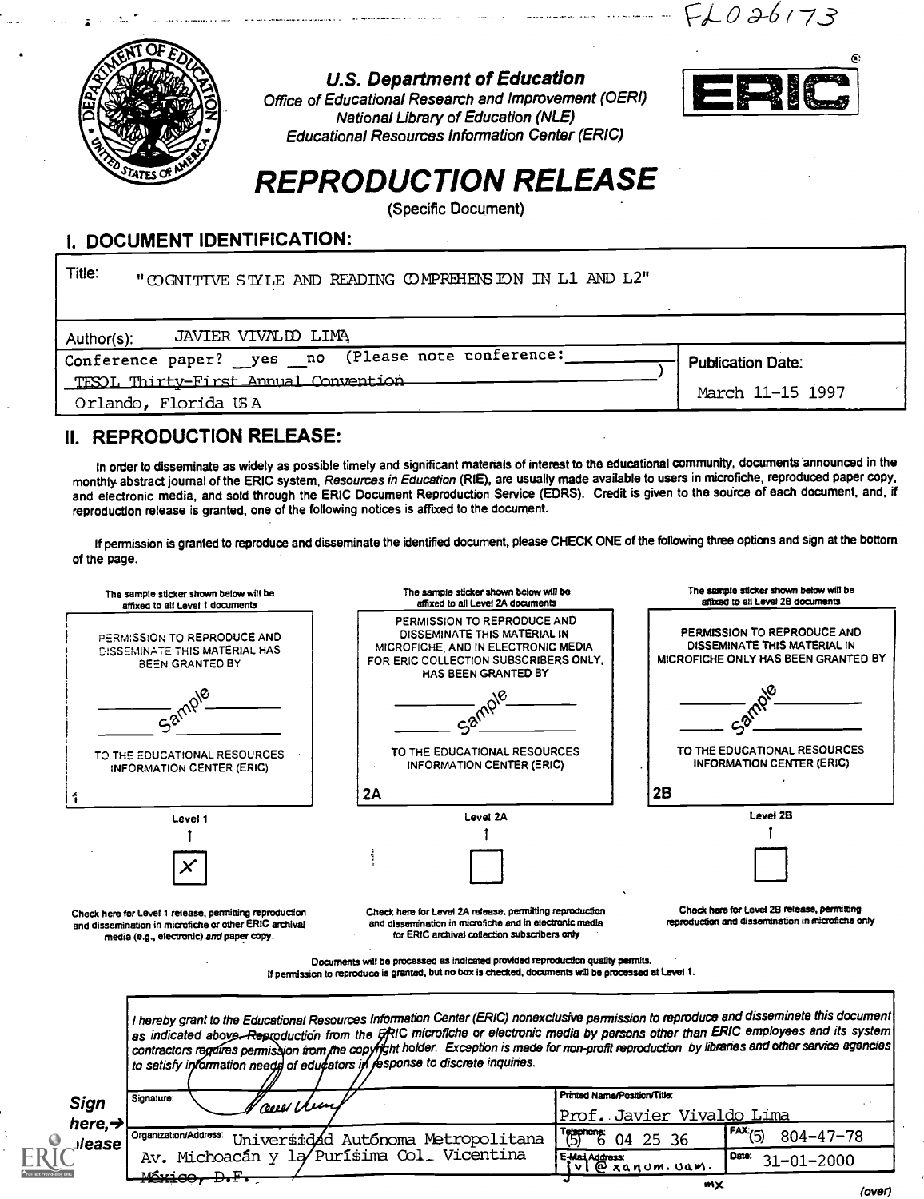FL026173

U.S. Department of Education
Office of Educational Research and Improvement (OERI)
National Library of Education (NLE)
Educational Resources Information Center (ERIC)

ERIC

# REPRODUCTION RELEASE

(Specific Document)

## I. DOCUMENT IDENTIFICATION:

Title: "COGNITIVE STYLE AND READING COMPREHENSION IN L1 AND L2"

Author(s): JAVIER VIVALDO LIMA

Conference paper? __yes __no (Please note conference: TESOL Thirty-First Annual Convention Orlando, Florida USA)

Publication Date: March 11-15 1997

## II. REPRODUCTION RELEASE:

In order to disseminate as widely as possible timely and significant materials of interest to the educational community, documents announced in the monthly abstract journal of the ERIC system, *Resources in Education* (RIE), are usually made available to users in microfiche, reproduced paper copy, and electronic media, and sold through the ERIC Document Reproduction Service (EDRS). Credit is given to the source of each document, and, if reproduction release is granted, one of the following notices is affixed to the document.

If permission is granted to reproduce and disseminate the identified document, please CHECK ONE of the following three options and sign at the bottom of the page.

| The sample sticker shown below will be affixed to all Level 1 documents | The sample sticker shown below will be affixed to all Level 2A documents | The sample sticker shown below will be affixed to all Level 2B documents |
|---|---|---|
| PERMISSION TO REPRODUCE AND DISSEMINATE THIS MATERIAL HAS BEEN GRANTED BY | PERMISSION TO REPRODUCE AND DISSEMINATE THIS MATERIAL IN MICROFICHE, AND IN ELECTRONIC MEDIA FOR ERIC COLLECTION SUBSCRIBERS ONLY, HAS BEEN GRANTED BY | PERMISSION TO REPRODUCE AND DISSEMINATE THIS MATERIAL IN MICROFICHE ONLY HAS BEEN GRANTED BY |
| Sample | Sample | Sample |
| TO THE EDUCATIONAL RESOURCES INFORMATION CENTER (ERIC) | TO THE EDUCATIONAL RESOURCES INFORMATION CENTER (ERIC) | TO THE EDUCATIONAL RESOURCES INFORMATION CENTER (ERIC) |
| 1 | 2A | 2B |
| Level 1 | Level 2A | Level 2B |
| [X] | [ ] | [ ] |
| Check here for Level 1 release, permitting reproduction and dissemination in microfiche or other ERIC archival media (e.g., electronic) *and* paper copy. | Check here for Level 2A release, permitting reproduction and dissemination in microfiche and in electronic media for ERIC archival collection subscribers only | Check here for Level 2B release, permitting reproduction and dissemination in microfiche only |

Documents will be processed as indicated provided reproduction quality permits.
If permission to reproduce is granted, but no box is checked, documents will be processed at Level 1.

*I hereby grant to the Educational Resources Information Center (ERIC) nonexclusive permission to reproduce and disseminate this document as indicated above. Reproduction from the ERIC microfiche or electronic media by persons other than ERIC employees and its system contractors requires permission from the copyright holder. Exception is made for non-profit reproduction by libraries and other service agencies to satisfy information needs of educators in response to discrete inquiries.*

Sign here,→ please

| | |
|---|---|
| Signature: [signature] | Printed Name/Position/Title: Prof. Javier Vivaldo Lima |
| Organization/Address: Universidad Autónoma Metropolitana, Av. Michoacán y la Purísima Col. Vicentina, México, D.F. | Telephone: (5) 6 04 25 36 |
| | FAX: (5) 804-47-78 |
| | E-Mail Address: jvl@xanum.uam.mx |
| | Date: 31-01-2000 |

(over)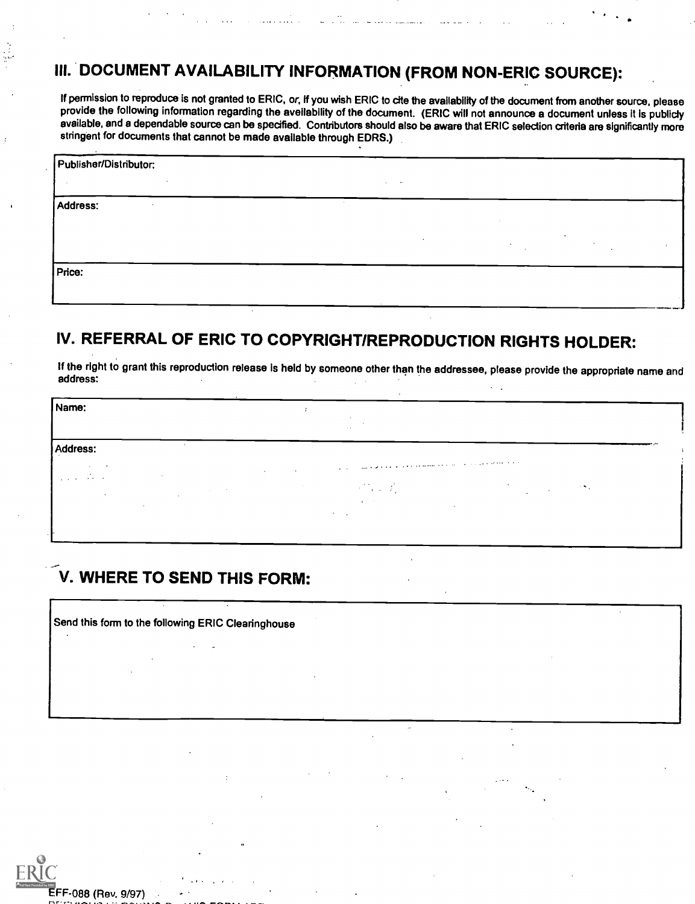## III. DOCUMENT AVAILABILITY INFORMATION (FROM NON-ERIC SOURCE):

If permission to reproduce is not granted to ERIC, or, if you wish ERIC to cite the availability of the document from another source, please provide the following information regarding the availability of the document. (ERIC will not announce a document unless it is publicly available, and a dependable source can be specified. Contributors should also be aware that ERIC selection criteria are significantly more stringent for documents that cannot be made available through EDRS.)

| |
|---|
| Publisher/Distributor: |
| Address: |
| Price: |

## IV. REFERRAL OF ERIC TO COPYRIGHT/REPRODUCTION RIGHTS HOLDER:

If the right to grant this reproduction release is held by someone other than the addressee, please provide the appropriate name and address:

| |
|---|
| Name: |
| Address: |

## V. WHERE TO SEND THIS FORM:

| |
|---|
| Send this form to the following ERIC Clearinghouse |

EFF-088 (Rev. 9/97)